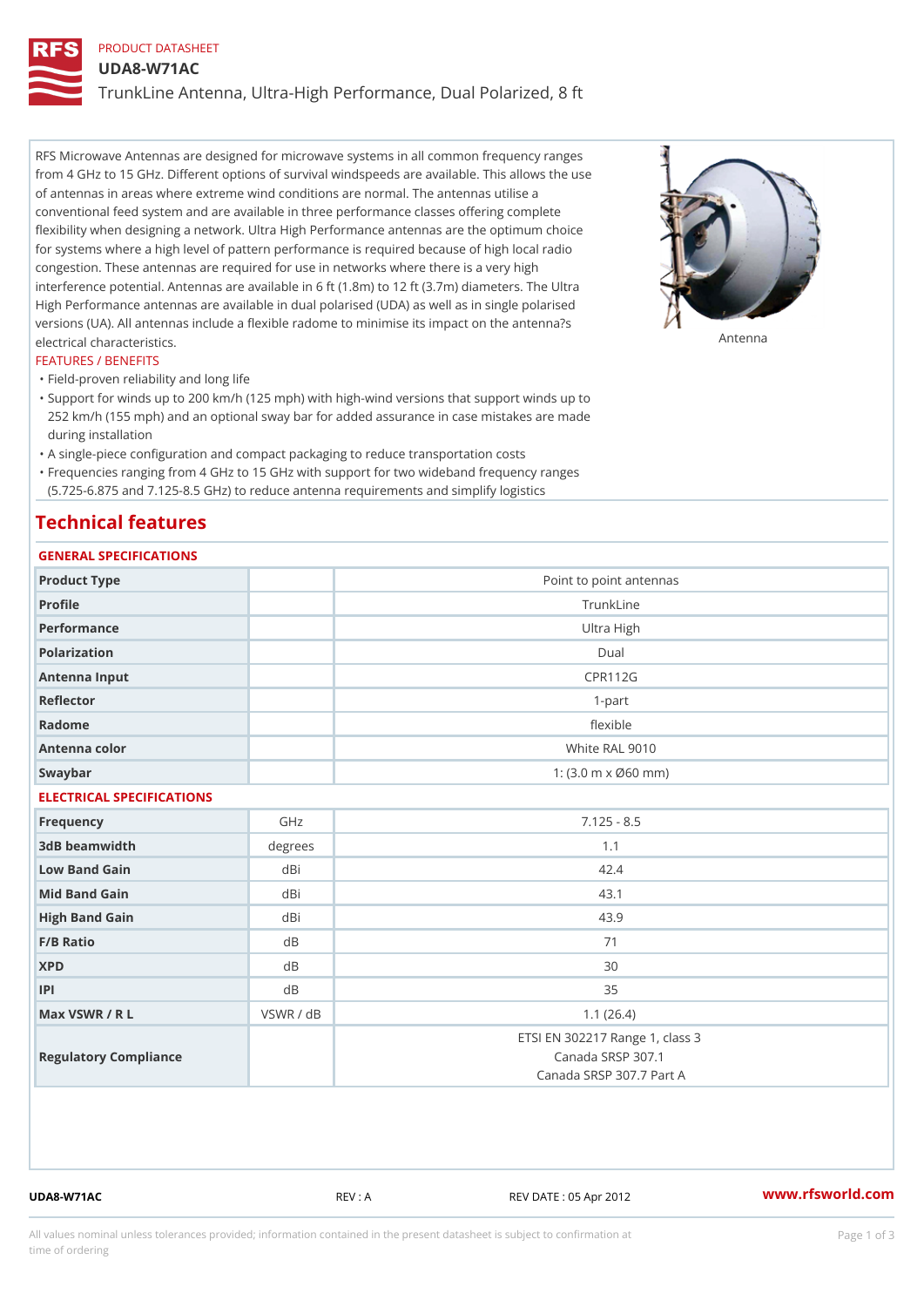PRODUCT DATASHEET

# UDA8-W71AC

## TrunkLine Antenna, Ultra-High Performance, Dual Polarized, 8 ft

RFS Microwave Antennas are designed for microwave systems in all common frequency ranges from 4 GHz to 15 GHz. Different options of survival windspeeds are available. This allows the use of antennas in areas where extreme wind conditions are normal. The antennas utilise a conventional feed system and are available in three performance classes offering complete flexibility when designing a network. Ultra High Performance antennas are the optimum choice for systems where a high level of pattern performance is required because of high local radio congestion. These antennas are required for use in networks where there is a very high interference potential. Antennas are available in 6 ft (1.8m) to 12 ft (3.7m) diameters. The Ultra High Performance antennas are available in dual polarised (UDA) as well as in single polarised versions (UA). All antennas include a flexible radome to minimise its impact on the antenna?s electrical characteristics.

Antenna

### FEATURES / BENEFITS

- Field-proven reliability and long life
- Support for winds up to 200 km/h (125 mph) with high-wind versions that support winds up to 252 km/h (155 mph) and an optional sway bar for added assurance in case mistakes are made during installation
- A single-piece configuration and compact packaging to reduce transportation costs
- Frequencies ranging from 4 GHz to 15 GHz with support for two wideband frequency ranges (5.725-6.875 and 7.125-8.5 GHz) to reduce antenna requirements and simplify logistics

## Technical features

### GENERAL SPECIFICATIONS

| | | |
|---|---|---|
| Product Type | | Point to point antennas |
| Profile | | TrunkLine |
| Performance | | Ultra High |
| Polarization | | Dual |
| Antenna Input | | CPR112G |
| Reflector | | 1-part |
| Radome | | flexible |
| Antenna color | | White RAL 9010 |
| Swaybar | | 1: (3.0 m x Ø60 mm) |

### ELECTRICAL SPECIFICATIONS

| | | |
|---|---|---|
| Frequency | GHz | 7.125 - 8.5 |
| 3dB beamwidth | degrees | 1.1 |
| Low Band Gain | dBi | 42.4 |
| Mid Band Gain | dBi | 43.1 |
| High Band Gain | dBi | 43.9 |
| F/B Ratio | dB | 71 |
| XPD | dB | 30 |
| IPI | dB | 35 |
| Max VSWR / R L | VSWR / dB | 1.1 (26.4) |
| Regulatory Compliance | | ETSI EN 302217 Range 1, class 3<br>Canada SRSP 307.1<br>Canada SRSP 307.7 Part A |

UDA8-W71AC REV : A REV DATE : 05 Apr 2012 www.rfsworld.com

All values nominal unless tolerances provided; information contained in the present datasheet is subject to confirmation at time of ordering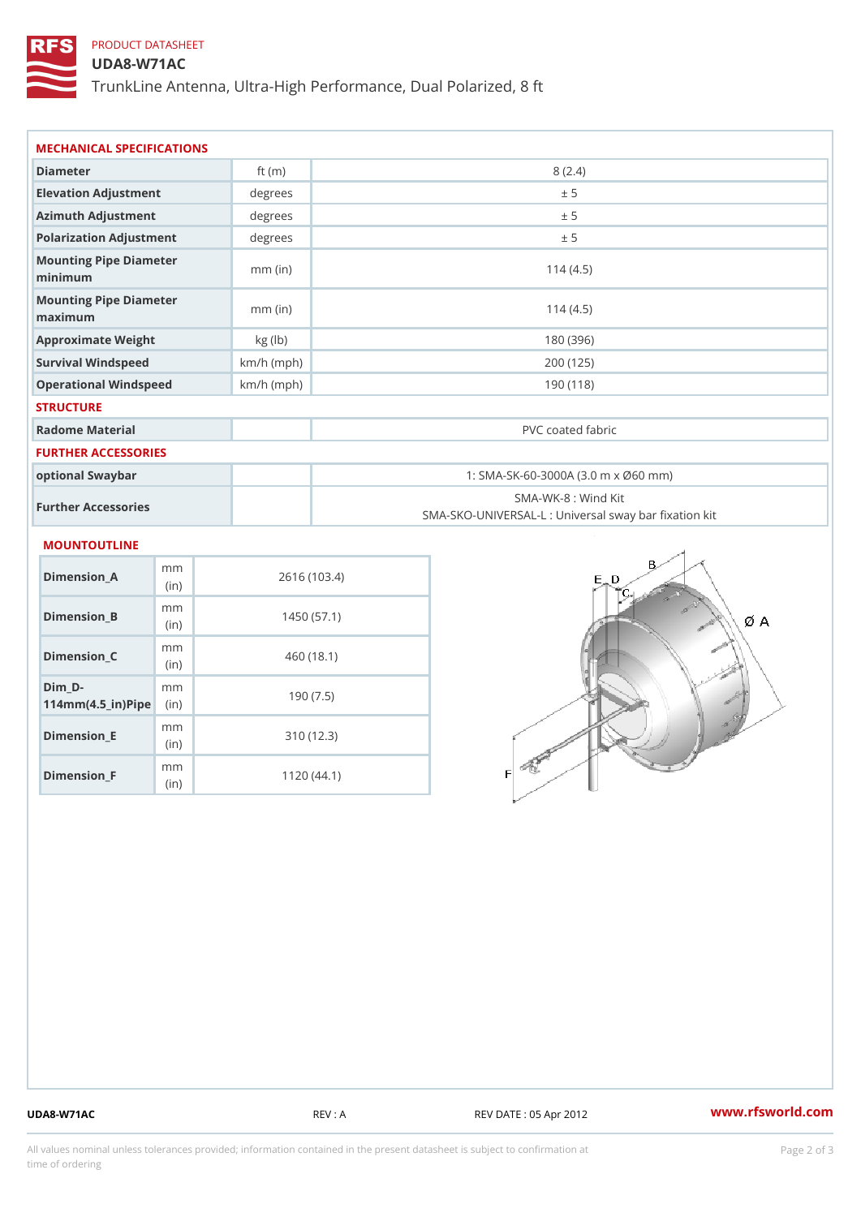PRODUCT DATASHEET

# UDA8-W71AC

TrunkLine Antenna, Ultra-High Performance, Dual Polarized, 8 ft

## MECHANICAL SPECIFICATIONS

| | | |
|---|---|---|
| Diameter | ft (m) | 8 (2.4) |
| Elevation Adjustment | degrees | ± 5 |
| Azimuth Adjustment | degrees | ± 5 |
| Polarization Adjustment | degrees | ± 5 |
| Mounting Pipe Diameter minimum | mm (in) | 114 (4.5) |
| Mounting Pipe Diameter maximum | mm (in) | 114 (4.5) |
| Approximate Weight | kg (lb) | 180 (396) |
| Survival Windspeed | km/h (mph) | 200 (125) |
| Operational Windspeed | km/h (mph) | 190 (118) |

## STRUCTURE

| | | |
|---|---|---|
| Radome Material | | PVC coated fabric |

## FURTHER ACCESSORIES

| | | |
|---|---|---|
| optional Swaybar | | 1: SMA-SK-60-3000A (3.0 m x Ø60 mm) |
| Further Accessories | | SMA-WK-8 : Wind Kit<br>SMA-SKO-UNIVERSAL-L : Universal sway bar fixation kit |

## MOUNTOUTLINE

| | | |
|---|---|---|
| Dimension_A | mm (in) | 2616 (103.4) |
| Dimension_B | mm (in) | 1450 (57.1) |
| Dimension_C | mm (in) | 460 (18.1) |
| Dim_D-114mm(4.5_in)Pipe | mm (in) | 190 (7.5) |
| Dimension_E | mm (in) | 310 (12.3) |
| Dimension_F | mm (in) | 1120 (44.1) |

UDA8-W71AC REV : A REV DATE : 05 Apr 2012 www.rfsworld.com

All values nominal unless tolerances provided; information contained in the present datasheet is subject to confirmation at time of ordering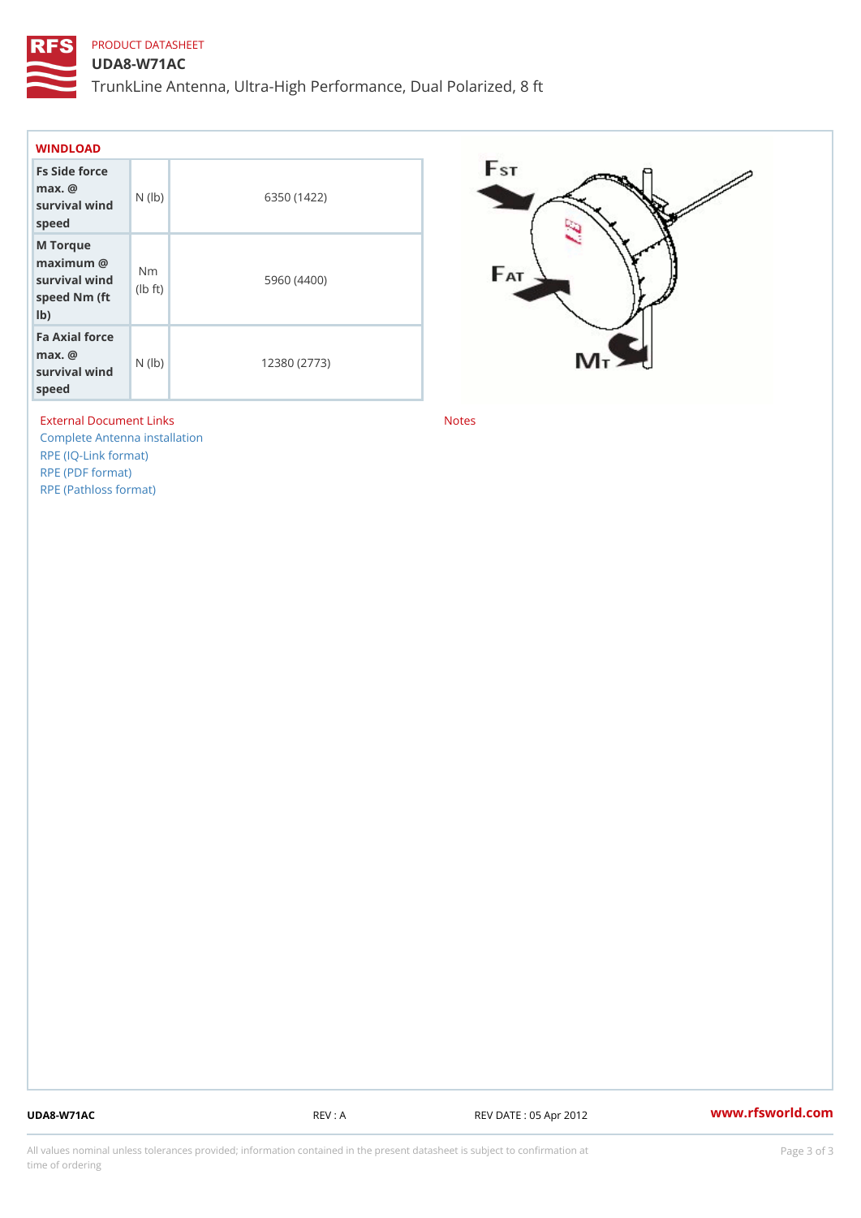PRODUCT DATASHEET

# UDA8-W71AC

TrunkLine Antenna, Ultra-High Performance, Dual Polarized, 8 ft

## WINDLOAD

| | | |
|---|---|---|
| Fs Side force max. @ survival wind speed | N (lb) | 6350 (1422) |
| M Torque maximum @ survival wind speed Nm (ft lb) | Nm (lb ft) | 5960 (4400) |
| Fa Axial force max. @ survival wind speed | N (lb) | 12380 (2773) |

FST

FAT

MT

### External Document Links

Complete Antenna installation

RPE (IQ-Link format)

RPE (PDF format)

RPE (Pathloss format)

### Notes

UDA8-W71AC    REV : A    REV DATE : 05 Apr 2012    www.rfsworld.com

All values nominal unless tolerances provided; information contained in the present datasheet is subject to confirmation at time of ordering